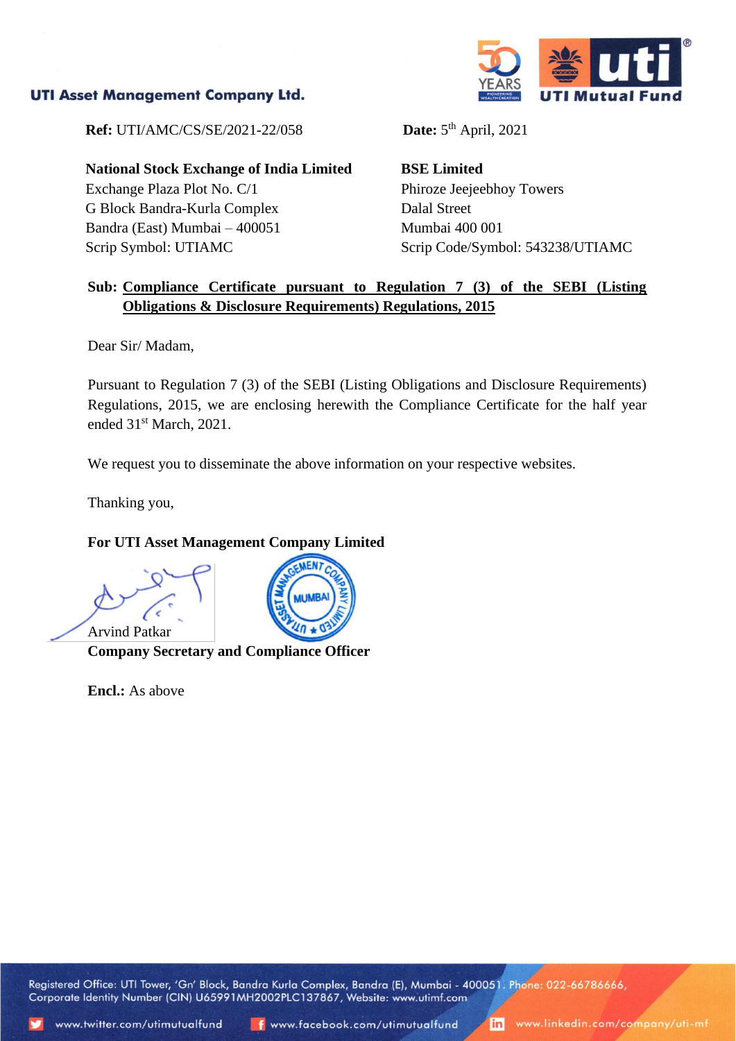**UTI Asset Management Company Ltd.**

**Ref:** UTI/AMC/CS/SE/2021-22/058

**Date:** 5th April, 2021

**National Stock Exchange of India Limited**
Exchange Plaza Plot No. C/1
G Block Bandra-Kurla Complex
Bandra (East) Mumbai – 400051
Scrip Symbol: UTIAMC

**BSE Limited**
Phiroze Jeejeebhoy Towers
Dalal Street
Mumbai 400 001
Scrip Code/Symbol: 543238/UTIAMC

**Sub: Compliance Certificate pursuant to Regulation 7 (3) of the SEBI (Listing Obligations & Disclosure Requirements) Regulations, 2015**

Dear Sir/ Madam,

Pursuant to Regulation 7 (3) of the SEBI (Listing Obligations and Disclosure Requirements) Regulations, 2015, we are enclosing herewith the Compliance Certificate for the half year ended 31st March, 2021.

We request you to disseminate the above information on your respective websites.

Thanking you,

**For UTI Asset Management Company Limited**

Arvind Patkar
**Company Secretary and Compliance Officer**

**Encl.:** As above

Registered Office: UTI Tower, 'Gn' Block, Bandra Kurla Complex, Bandra (E), Mumbai - 400051. Phone: 022-66786666, Corporate Identity Number (CIN) U65991MH2002PLC137867, Website: www.utimf.com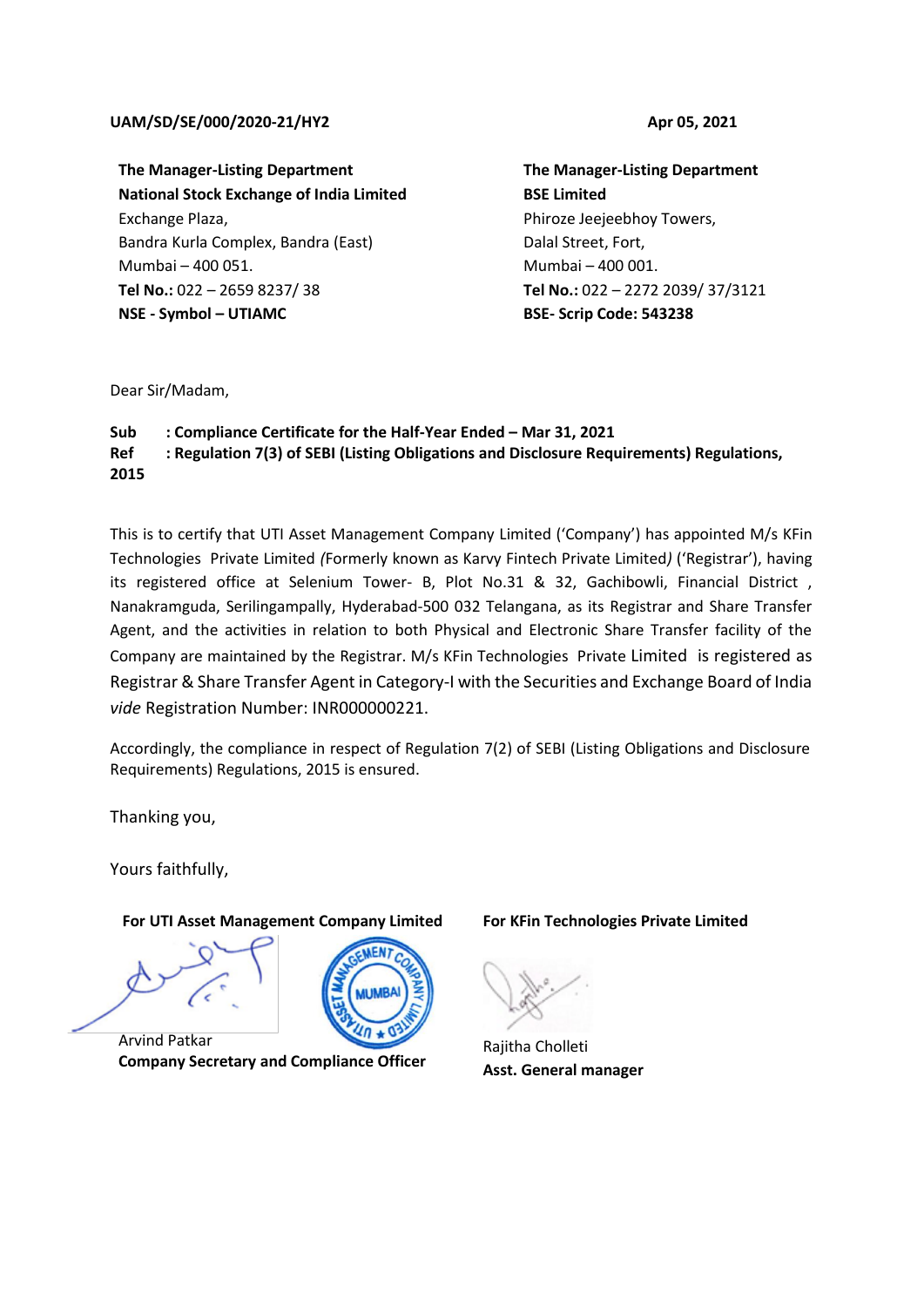**UAM/SD/SE/000/2020-21/HY2** **Apr 05, 2021**

**The Manager-Listing Department**
**National Stock Exchange of India Limited**
Exchange Plaza,
Bandra Kurla Complex, Bandra (East)
Mumbai – 400 051.
**Tel No.:** 022 – 2659 8237/ 38
**NSE - Symbol – UTIAMC**

**The Manager-Listing Department**
**BSE Limited**
Phiroze Jeejeebhoy Towers,
Dalal Street, Fort,
Mumbai – 400 001.
**Tel No.:** 022 – 2272 2039/ 37/3121
**BSE- Scrip Code: 543238**

Dear Sir/Madam,

**Sub : Compliance Certificate for the Half-Year Ended – Mar 31, 2021**
**Ref : Regulation 7(3) of SEBI (Listing Obligations and Disclosure Requirements) Regulations, 2015**

This is to certify that UTI Asset Management Company Limited ('Company') has appointed M/s KFin Technologies Private Limited *(*Formerly known as Karvy Fintech Private Limited*)* ('Registrar'), having its registered office at Selenium Tower- B, Plot No.31 & 32, Gachibowli, Financial District , Nanakramguda, Serilingampally, Hyderabad-500 032 Telangana, as its Registrar and Share Transfer Agent, and the activities in relation to both Physical and Electronic Share Transfer facility of the Company are maintained by the Registrar. M/s KFin Technologies Private Limited is registered as Registrar & Share Transfer Agent in Category-I with the Securities and Exchange Board of India *vide* Registration Number: INR000000221.

Accordingly, the compliance in respect of Regulation 7(2) of SEBI (Listing Obligations and Disclosure Requirements) Regulations, 2015 is ensured.

Thanking you,

Yours faithfully,

**For UTI Asset Management Company Limited**

Arvind Patkar
**Company Secretary and Compliance Officer**

**For KFin Technologies Private Limited**

Rajitha Cholleti
**Asst. General manager**